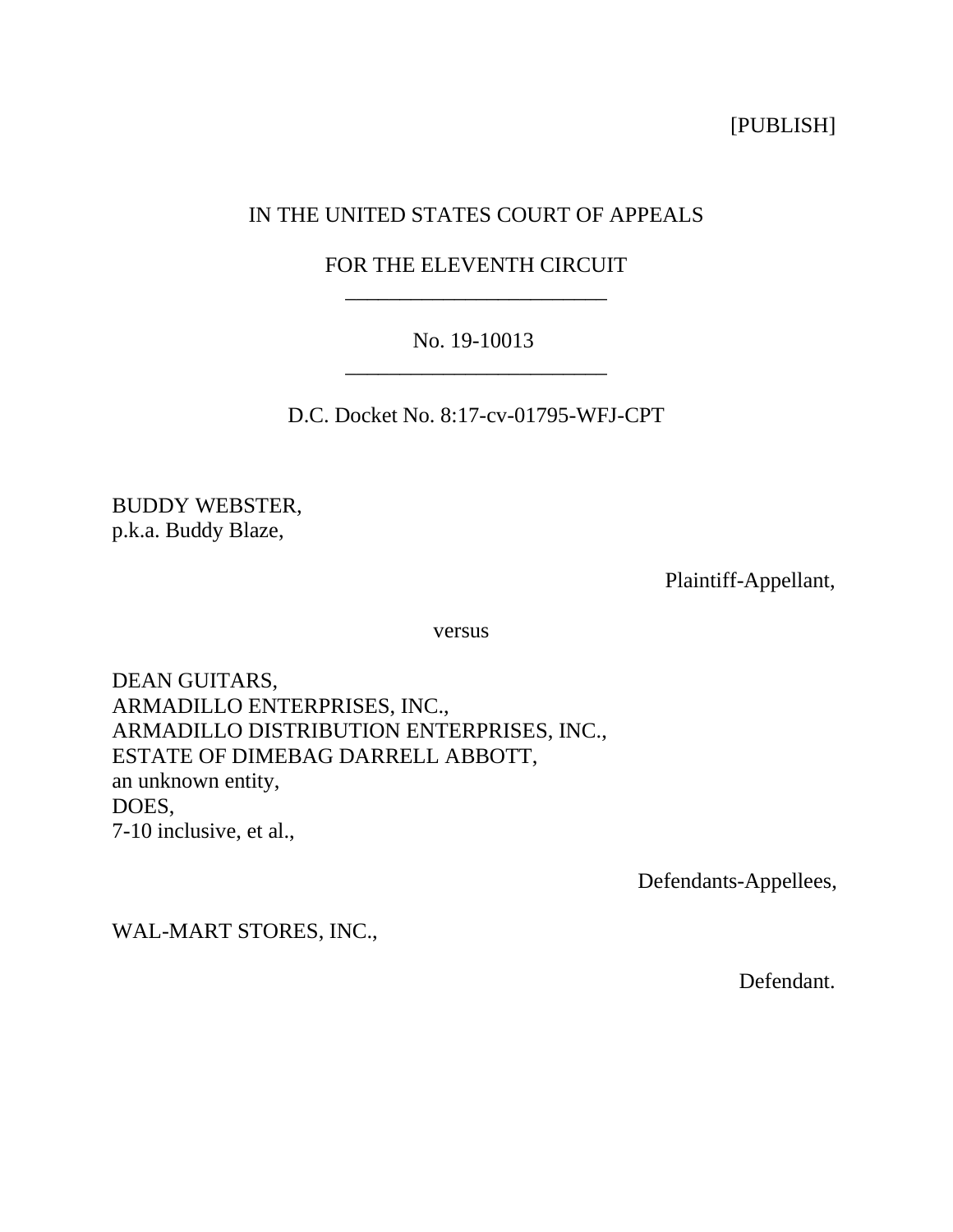[PUBLISH]

IN THE UNITED STATES COURT OF APPEALS

FOR THE ELEVENTH CIRCUIT

________________________

No. 19-10013

________________________

D.C. Docket No. 8:17-cv-01795-WFJ-CPT

BUDDY WEBSTER,
p.k.a. Buddy Blaze,

Plaintiff-Appellant,

versus

DEAN GUITARS,
ARMADILLO ENTERPRISES, INC.,
ARMADILLO DISTRIBUTION ENTERPRISES, INC.,
ESTATE OF DIMEBAG DARRELL ABBOTT,
an unknown entity,
DOES,
7-10 inclusive, et al.,

Defendants-Appellees,

WAL-MART STORES, INC.,

Defendant.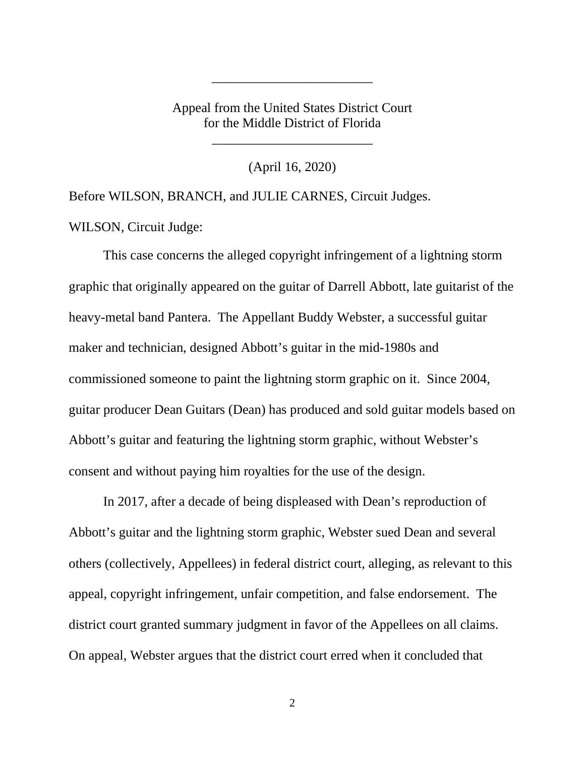---

Appeal from the United States District Court
for the Middle District of Florida

---

(April 16, 2020)

Before WILSON, BRANCH, and JULIE CARNES, Circuit Judges.

WILSON, Circuit Judge:

This case concerns the alleged copyright infringement of a lightning storm graphic that originally appeared on the guitar of Darrell Abbott, late guitarist of the heavy-metal band Pantera. The Appellant Buddy Webster, a successful guitar maker and technician, designed Abbott's guitar in the mid-1980s and commissioned someone to paint the lightning storm graphic on it. Since 2004, guitar producer Dean Guitars (Dean) has produced and sold guitar models based on Abbott's guitar and featuring the lightning storm graphic, without Webster's consent and without paying him royalties for the use of the design.

In 2017, after a decade of being displeased with Dean's reproduction of Abbott's guitar and the lightning storm graphic, Webster sued Dean and several others (collectively, Appellees) in federal district court, alleging, as relevant to this appeal, copyright infringement, unfair competition, and false endorsement. The district court granted summary judgment in favor of the Appellees on all claims. On appeal, Webster argues that the district court erred when it concluded that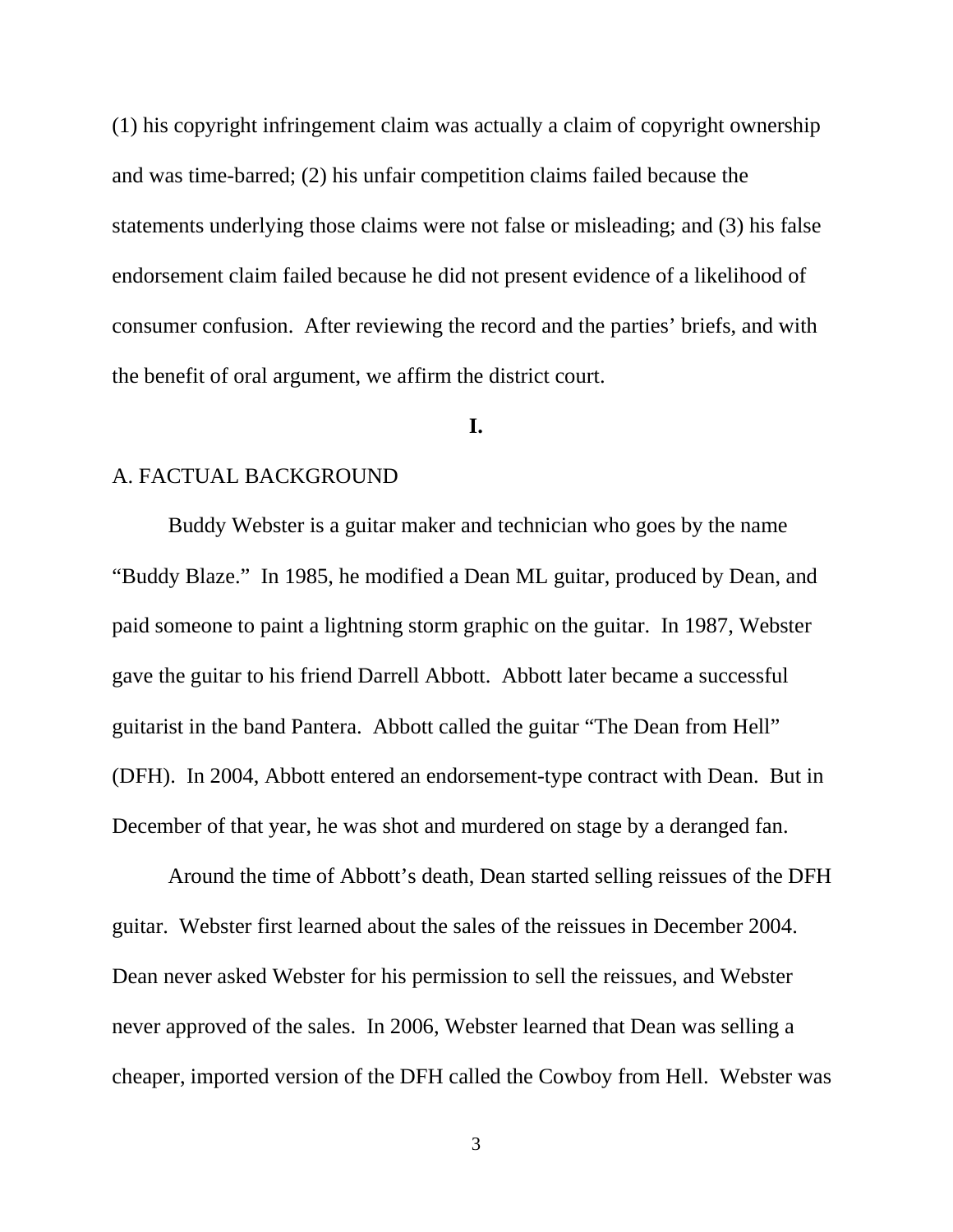(1) his copyright infringement claim was actually a claim of copyright ownership and was time-barred; (2) his unfair competition claims failed because the statements underlying those claims were not false or misleading; and (3) his false endorsement claim failed because he did not present evidence of a likelihood of consumer confusion. After reviewing the record and the parties' briefs, and with the benefit of oral argument, we affirm the district court.

**I.**

A. FACTUAL BACKGROUND

Buddy Webster is a guitar maker and technician who goes by the name "Buddy Blaze." In 1985, he modified a Dean ML guitar, produced by Dean, and paid someone to paint a lightning storm graphic on the guitar. In 1987, Webster gave the guitar to his friend Darrell Abbott. Abbott later became a successful guitarist in the band Pantera. Abbott called the guitar "The Dean from Hell" (DFH). In 2004, Abbott entered an endorsement-type contract with Dean. But in December of that year, he was shot and murdered on stage by a deranged fan.

Around the time of Abbott's death, Dean started selling reissues of the DFH guitar. Webster first learned about the sales of the reissues in December 2004. Dean never asked Webster for his permission to sell the reissues, and Webster never approved of the sales. In 2006, Webster learned that Dean was selling a cheaper, imported version of the DFH called the Cowboy from Hell. Webster was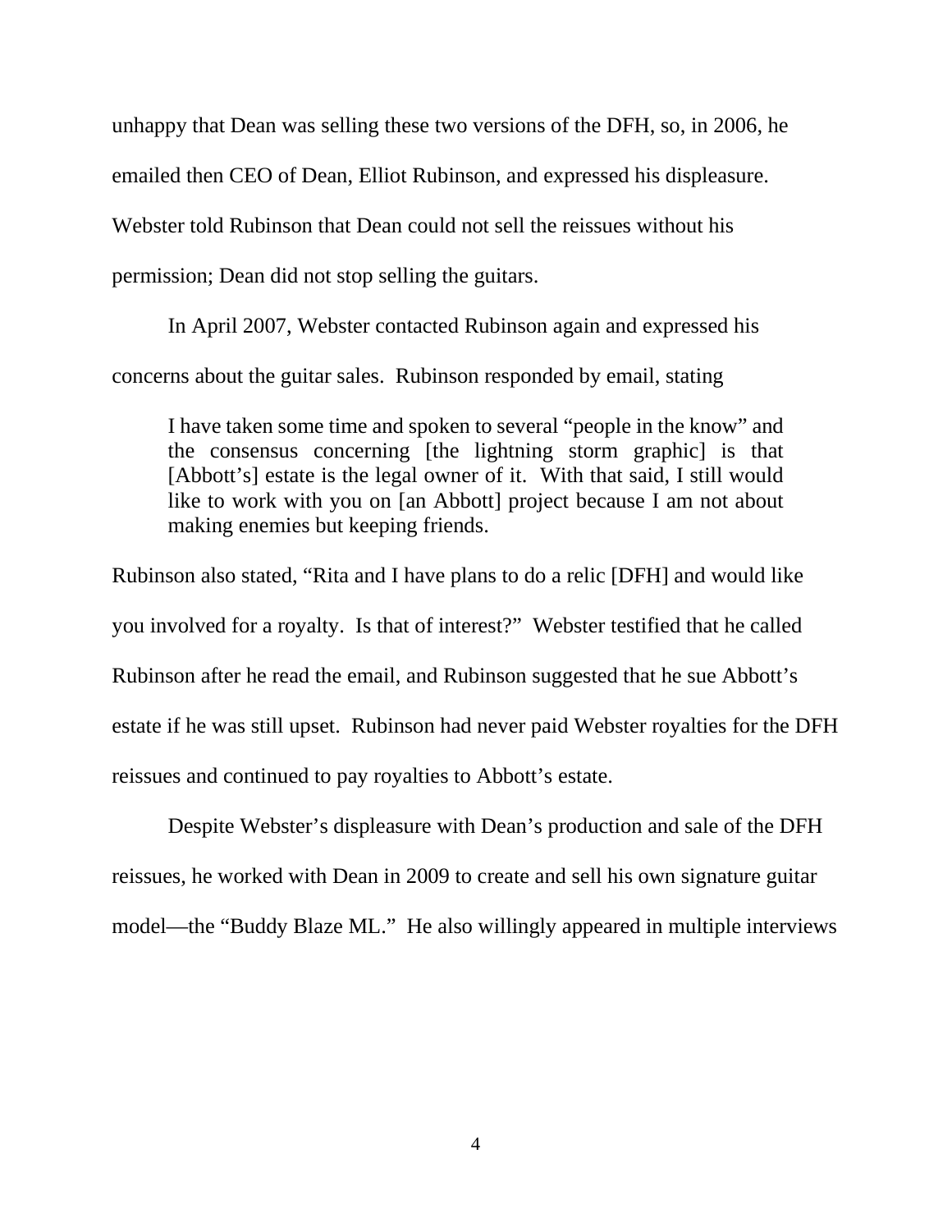unhappy that Dean was selling these two versions of the DFH, so, in 2006, he emailed then CEO of Dean, Elliot Rubinson, and expressed his displeasure. Webster told Rubinson that Dean could not sell the reissues without his permission; Dean did not stop selling the guitars.

In April 2007, Webster contacted Rubinson again and expressed his concerns about the guitar sales. Rubinson responded by email, stating

> I have taken some time and spoken to several "people in the know" and the consensus concerning [the lightning storm graphic] is that [Abbott's] estate is the legal owner of it. With that said, I still would like to work with you on [an Abbott] project because I am not about making enemies but keeping friends.

Rubinson also stated, "Rita and I have plans to do a relic [DFH] and would like you involved for a royalty. Is that of interest?" Webster testified that he called Rubinson after he read the email, and Rubinson suggested that he sue Abbott's estate if he was still upset. Rubinson had never paid Webster royalties for the DFH reissues and continued to pay royalties to Abbott's estate.

Despite Webster's displeasure with Dean's production and sale of the DFH reissues, he worked with Dean in 2009 to create and sell his own signature guitar model—the "Buddy Blaze ML." He also willingly appeared in multiple interviews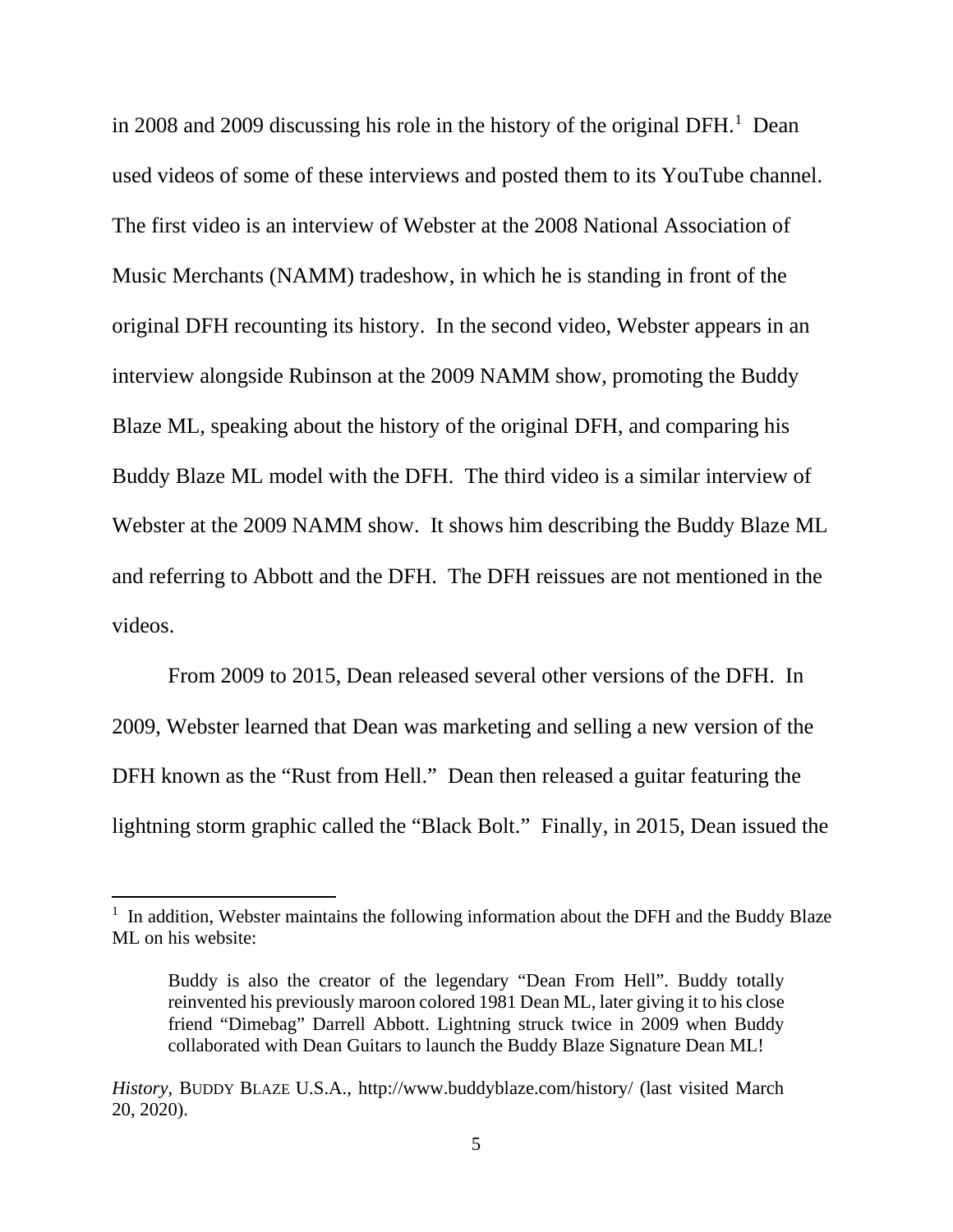in 2008 and 2009 discussing his role in the history of the original DFH.[1] Dean used videos of some of these interviews and posted them to its YouTube channel. The first video is an interview of Webster at the 2008 National Association of Music Merchants (NAMM) tradeshow, in which he is standing in front of the original DFH recounting its history. In the second video, Webster appears in an interview alongside Rubinson at the 2009 NAMM show, promoting the Buddy Blaze ML, speaking about the history of the original DFH, and comparing his Buddy Blaze ML model with the DFH. The third video is a similar interview of Webster at the 2009 NAMM show. It shows him describing the Buddy Blaze ML and referring to Abbott and the DFH. The DFH reissues are not mentioned in the videos.

From 2009 to 2015, Dean released several other versions of the DFH. In 2009, Webster learned that Dean was marketing and selling a new version of the DFH known as the "Rust from Hell." Dean then released a guitar featuring the lightning storm graphic called the "Black Bolt." Finally, in 2015, Dean issued the

---

[1] In addition, Webster maintains the following information about the DFH and the Buddy Blaze ML on his website:

> Buddy is also the creator of the legendary "Dean From Hell". Buddy totally reinvented his previously maroon colored 1981 Dean ML, later giving it to his close friend "Dimebag" Darrell Abbott. Lightning struck twice in 2009 when Buddy collaborated with Dean Guitars to launch the Buddy Blaze Signature Dean ML!

*History*, BUDDY BLAZE U.S.A., http://www.buddyblaze.com/history/ (last visited March 20, 2020).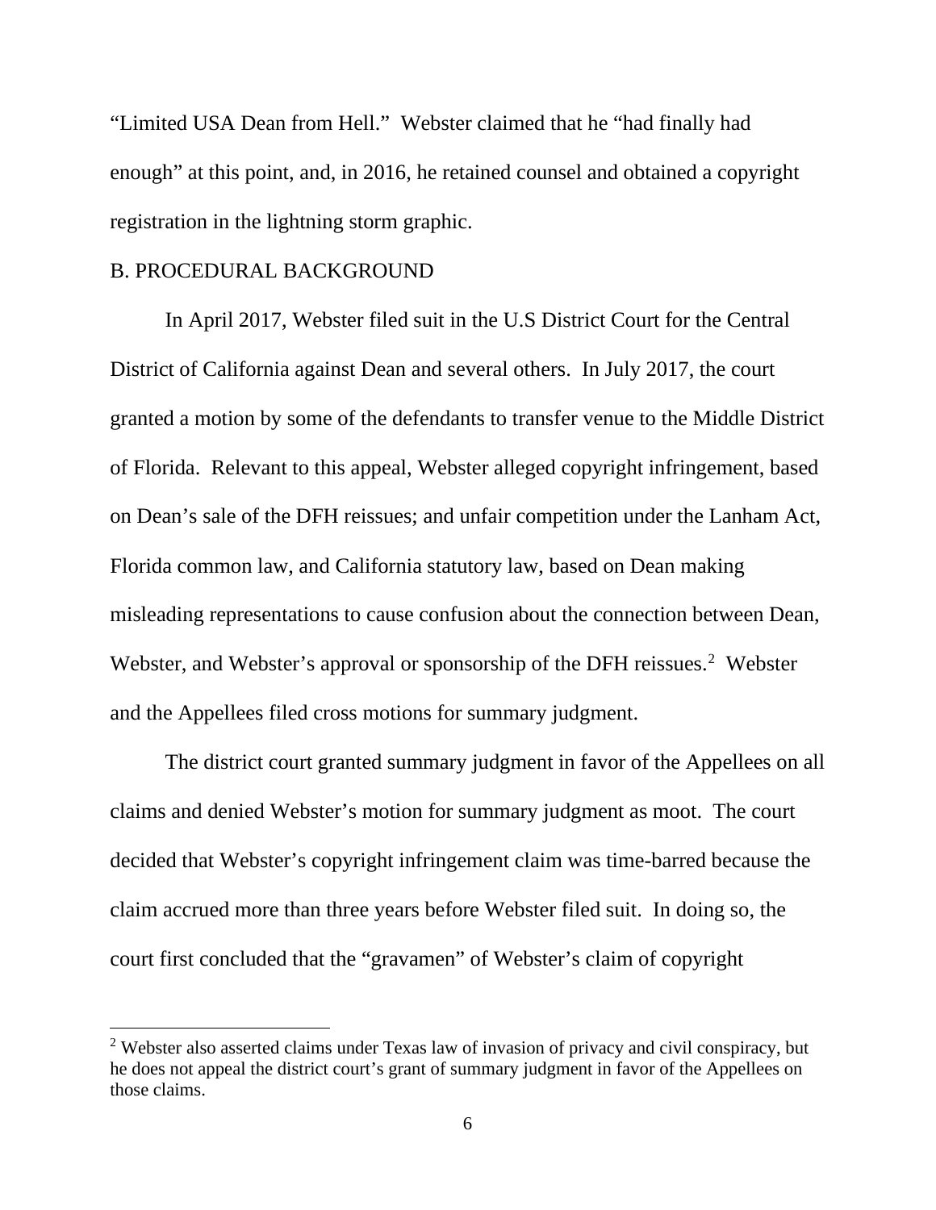"Limited USA Dean from Hell." Webster claimed that he "had finally had enough" at this point, and, in 2016, he retained counsel and obtained a copyright registration in the lightning storm graphic.

## B. PROCEDURAL BACKGROUND

In April 2017, Webster filed suit in the U.S District Court for the Central District of California against Dean and several others. In July 2017, the court granted a motion by some of the defendants to transfer venue to the Middle District of Florida. Relevant to this appeal, Webster alleged copyright infringement, based on Dean's sale of the DFH reissues; and unfair competition under the Lanham Act, Florida common law, and California statutory law, based on Dean making misleading representations to cause confusion about the connection between Dean, Webster, and Webster's approval or sponsorship of the DFH reissues.[2] Webster and the Appellees filed cross motions for summary judgment.

The district court granted summary judgment in favor of the Appellees on all claims and denied Webster's motion for summary judgment as moot. The court decided that Webster's copyright infringement claim was time-barred because the claim accrued more than three years before Webster filed suit. In doing so, the court first concluded that the "gravamen" of Webster's claim of copyright

[2] Webster also asserted claims under Texas law of invasion of privacy and civil conspiracy, but he does not appeal the district court's grant of summary judgment in favor of the Appellees on those claims.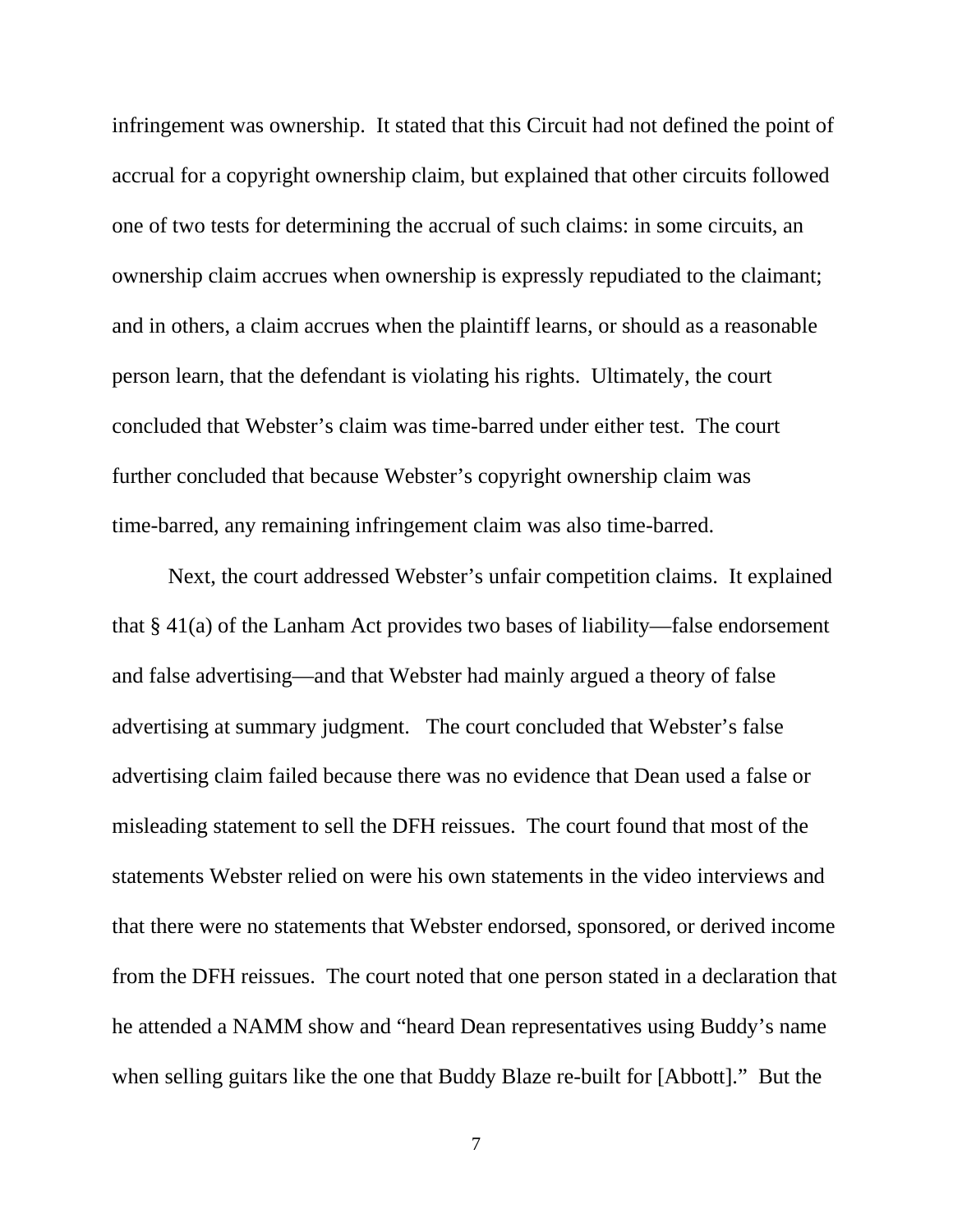infringement was ownership. It stated that this Circuit had not defined the point of accrual for a copyright ownership claim, but explained that other circuits followed one of two tests for determining the accrual of such claims: in some circuits, an ownership claim accrues when ownership is expressly repudiated to the claimant; and in others, a claim accrues when the plaintiff learns, or should as a reasonable person learn, that the defendant is violating his rights. Ultimately, the court concluded that Webster's claim was time-barred under either test. The court further concluded that because Webster's copyright ownership claim was time-barred, any remaining infringement claim was also time-barred.

Next, the court addressed Webster's unfair competition claims. It explained that § 41(a) of the Lanham Act provides two bases of liability—false endorsement and false advertising—and that Webster had mainly argued a theory of false advertising at summary judgment. The court concluded that Webster's false advertising claim failed because there was no evidence that Dean used a false or misleading statement to sell the DFH reissues. The court found that most of the statements Webster relied on were his own statements in the video interviews and that there were no statements that Webster endorsed, sponsored, or derived income from the DFH reissues. The court noted that one person stated in a declaration that he attended a NAMM show and "heard Dean representatives using Buddy's name when selling guitars like the one that Buddy Blaze re-built for [Abbott]." But the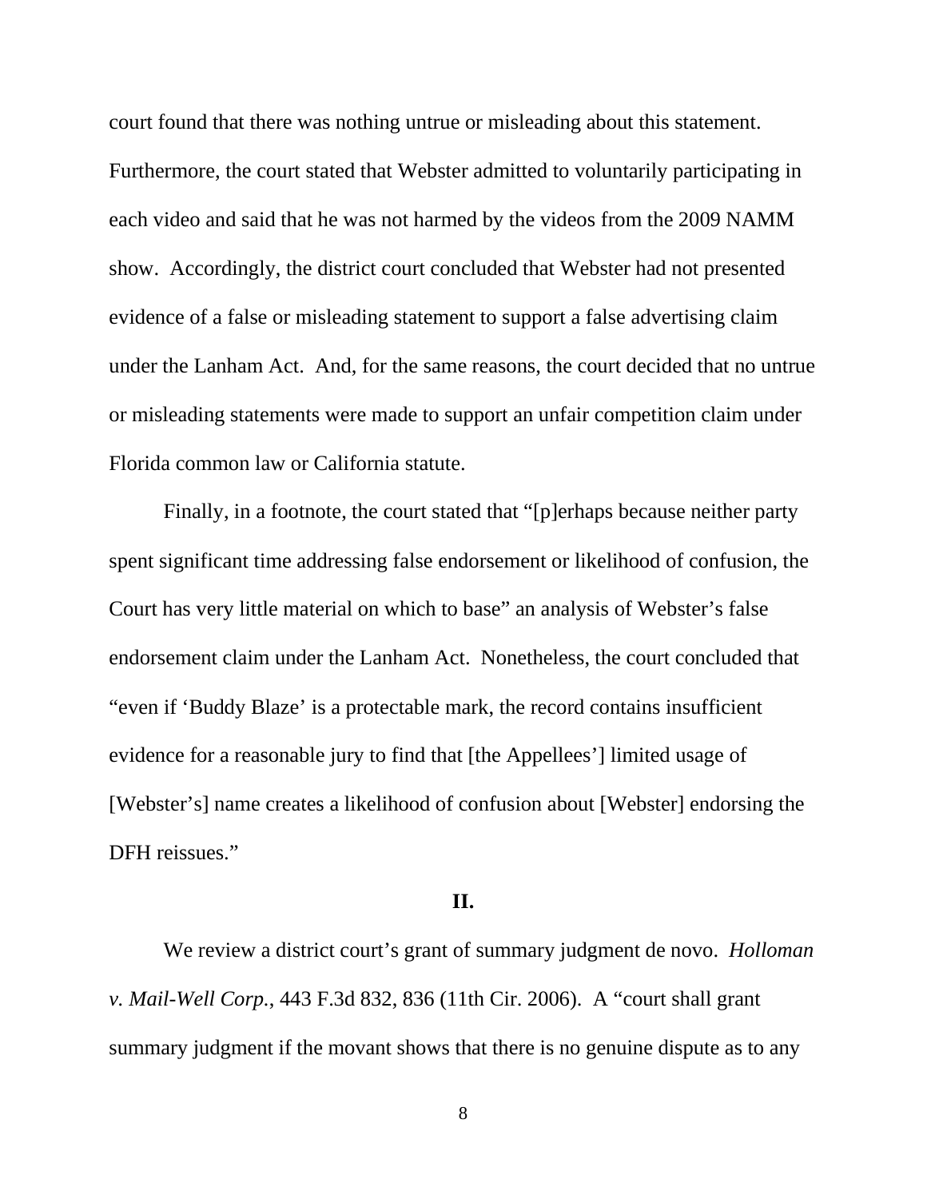court found that there was nothing untrue or misleading about this statement. Furthermore, the court stated that Webster admitted to voluntarily participating in each video and said that he was not harmed by the videos from the 2009 NAMM show. Accordingly, the district court concluded that Webster had not presented evidence of a false or misleading statement to support a false advertising claim under the Lanham Act. And, for the same reasons, the court decided that no untrue or misleading statements were made to support an unfair competition claim under Florida common law or California statute.

Finally, in a footnote, the court stated that "[p]erhaps because neither party spent significant time addressing false endorsement or likelihood of confusion, the Court has very little material on which to base" an analysis of Webster's false endorsement claim under the Lanham Act. Nonetheless, the court concluded that "even if 'Buddy Blaze' is a protectable mark, the record contains insufficient evidence for a reasonable jury to find that [the Appellees'] limited usage of [Webster's] name creates a likelihood of confusion about [Webster] endorsing the DFH reissues."

## II.

We review a district court's grant of summary judgment de novo. *Holloman v. Mail-Well Corp.*, 443 F.3d 832, 836 (11th Cir. 2006). A "court shall grant summary judgment if the movant shows that there is no genuine dispute as to any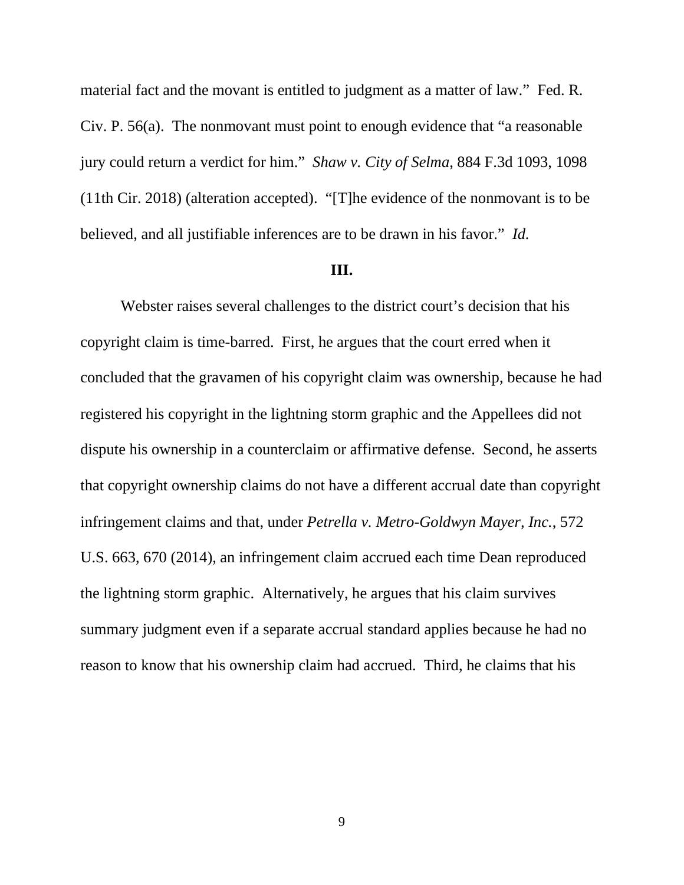material fact and the movant is entitled to judgment as a matter of law." Fed. R. Civ. P. 56(a). The nonmovant must point to enough evidence that "a reasonable jury could return a verdict for him." *Shaw v. City of Selma*, 884 F.3d 1093, 1098 (11th Cir. 2018) (alteration accepted). "[T]he evidence of the nonmovant is to be believed, and all justifiable inferences are to be drawn in his favor." *Id.*

### III.

Webster raises several challenges to the district court's decision that his copyright claim is time-barred. First, he argues that the court erred when it concluded that the gravamen of his copyright claim was ownership, because he had registered his copyright in the lightning storm graphic and the Appellees did not dispute his ownership in a counterclaim or affirmative defense. Second, he asserts that copyright ownership claims do not have a different accrual date than copyright infringement claims and that, under *Petrella v. Metro-Goldwyn Mayer, Inc.*, 572 U.S. 663, 670 (2014), an infringement claim accrued each time Dean reproduced the lightning storm graphic. Alternatively, he argues that his claim survives summary judgment even if a separate accrual standard applies because he had no reason to know that his ownership claim had accrued. Third, he claims that his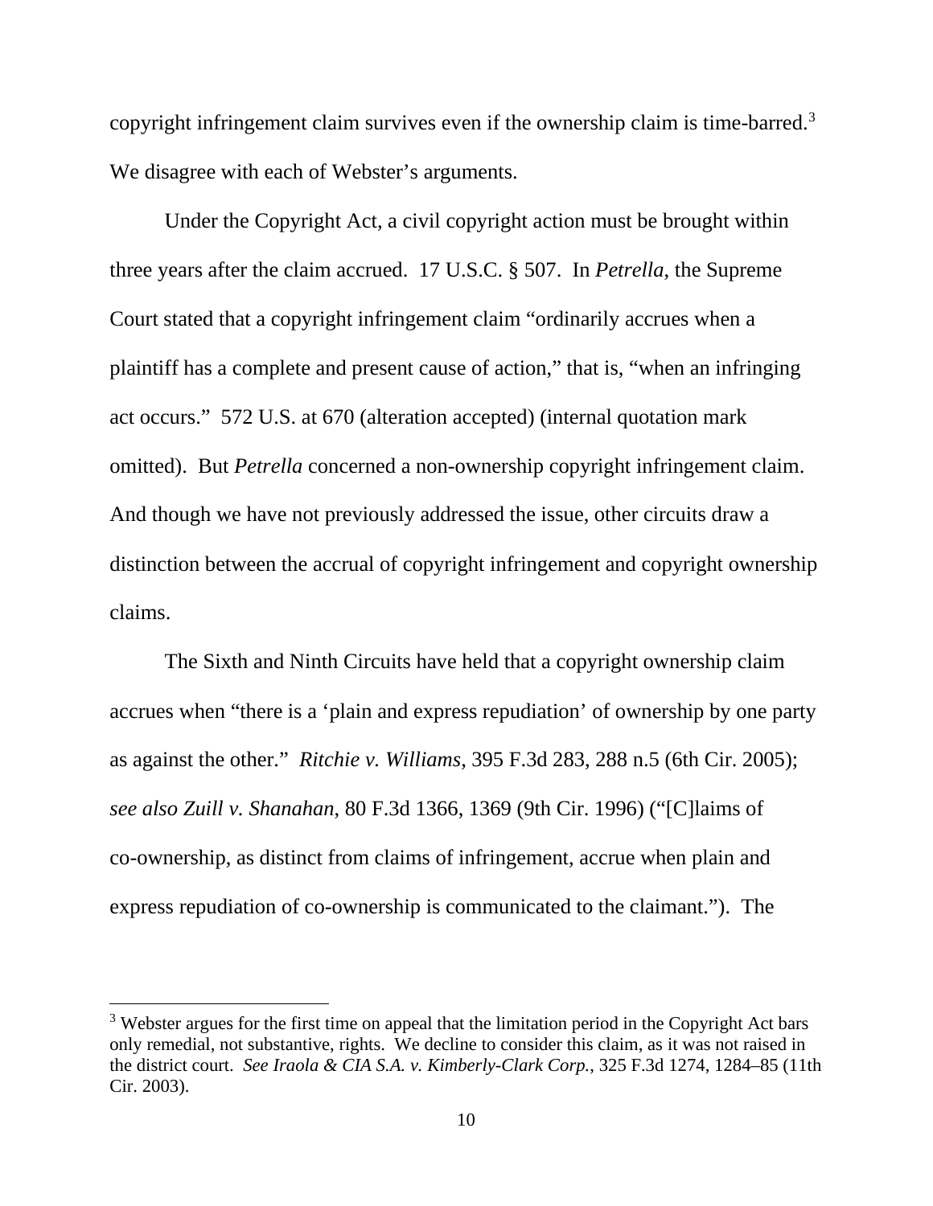copyright infringement claim survives even if the ownership claim is time-barred.[3] We disagree with each of Webster's arguments.

Under the Copyright Act, a civil copyright action must be brought within three years after the claim accrued. 17 U.S.C. § 507. In *Petrella*, the Supreme Court stated that a copyright infringement claim "ordinarily accrues when a plaintiff has a complete and present cause of action," that is, "when an infringing act occurs." 572 U.S. at 670 (alteration accepted) (internal quotation mark omitted). But *Petrella* concerned a non-ownership copyright infringement claim. And though we have not previously addressed the issue, other circuits draw a distinction between the accrual of copyright infringement and copyright ownership claims.

The Sixth and Ninth Circuits have held that a copyright ownership claim accrues when "there is a 'plain and express repudiation' of ownership by one party as against the other." *Ritchie v. Williams*, 395 F.3d 283, 288 n.5 (6th Cir. 2005); *see also Zuill v. Shanahan*, 80 F.3d 1366, 1369 (9th Cir. 1996) ("[C]laims of co-ownership, as distinct from claims of infringement, accrue when plain and express repudiation of co-ownership is communicated to the claimant."). The

[3] Webster argues for the first time on appeal that the limitation period in the Copyright Act bars only remedial, not substantive, rights. We decline to consider this claim, as it was not raised in the district court. *See Iraola & CIA S.A. v. Kimberly-Clark Corp.*, 325 F.3d 1274, 1284–85 (11th Cir. 2003).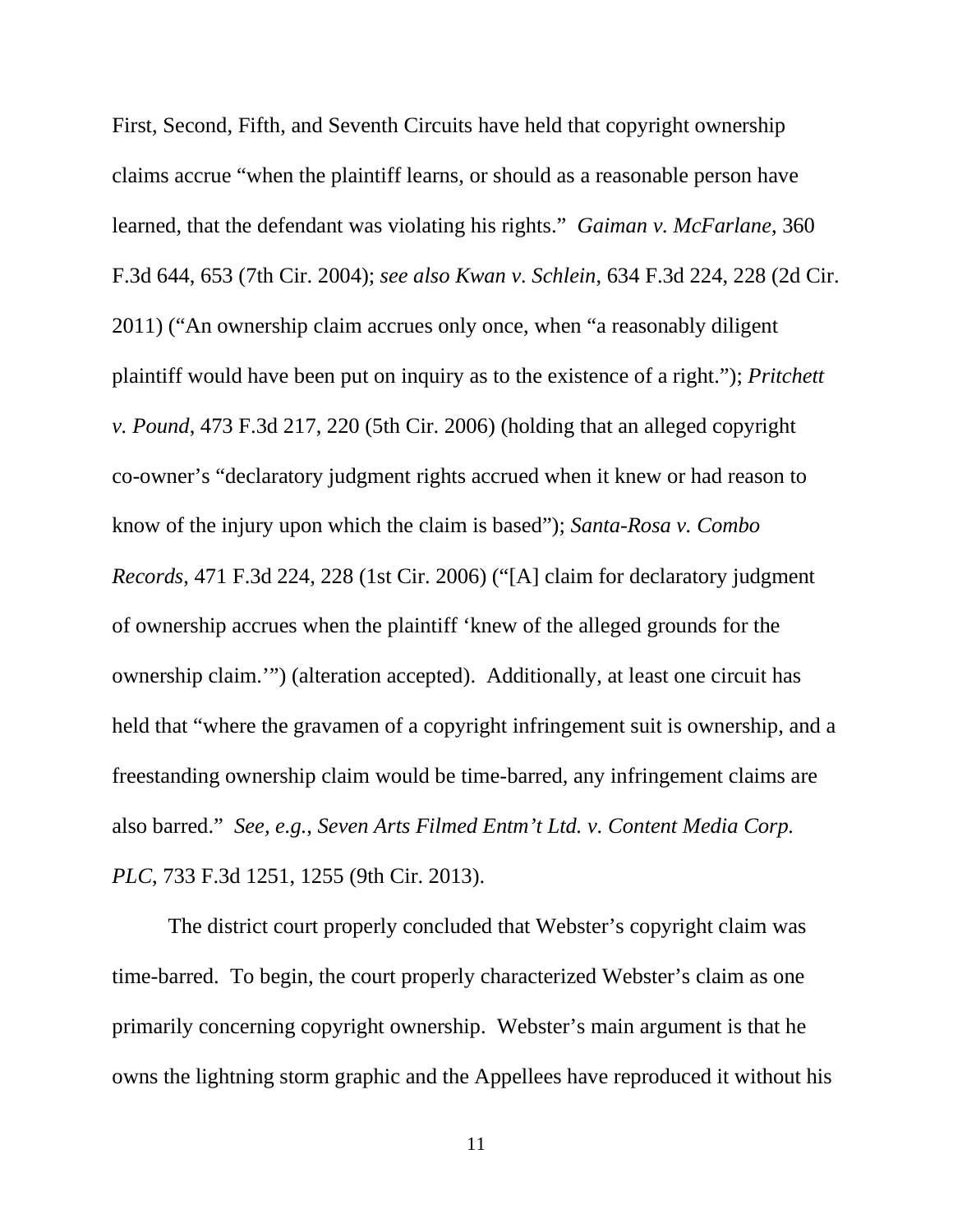First, Second, Fifth, and Seventh Circuits have held that copyright ownership claims accrue "when the plaintiff learns, or should as a reasonable person have learned, that the defendant was violating his rights." *Gaiman v. McFarlane*, 360 F.3d 644, 653 (7th Cir. 2004); *see also Kwan v. Schlein*, 634 F.3d 224, 228 (2d Cir. 2011) ("An ownership claim accrues only once, when "a reasonably diligent plaintiff would have been put on inquiry as to the existence of a right."); *Pritchett v. Pound*, 473 F.3d 217, 220 (5th Cir. 2006) (holding that an alleged copyright co-owner's "declaratory judgment rights accrued when it knew or had reason to know of the injury upon which the claim is based"); *Santa-Rosa v. Combo Records*, 471 F.3d 224, 228 (1st Cir. 2006) ("[A] claim for declaratory judgment of ownership accrues when the plaintiff 'knew of the alleged grounds for the ownership claim.'") (alteration accepted). Additionally, at least one circuit has held that "where the gravamen of a copyright infringement suit is ownership, and a freestanding ownership claim would be time-barred, any infringement claims are also barred." *See, e.g., Seven Arts Filmed Entm't Ltd. v. Content Media Corp. PLC*, 733 F.3d 1251, 1255 (9th Cir. 2013).

The district court properly concluded that Webster's copyright claim was time-barred. To begin, the court properly characterized Webster's claim as one primarily concerning copyright ownership. Webster's main argument is that he owns the lightning storm graphic and the Appellees have reproduced it without his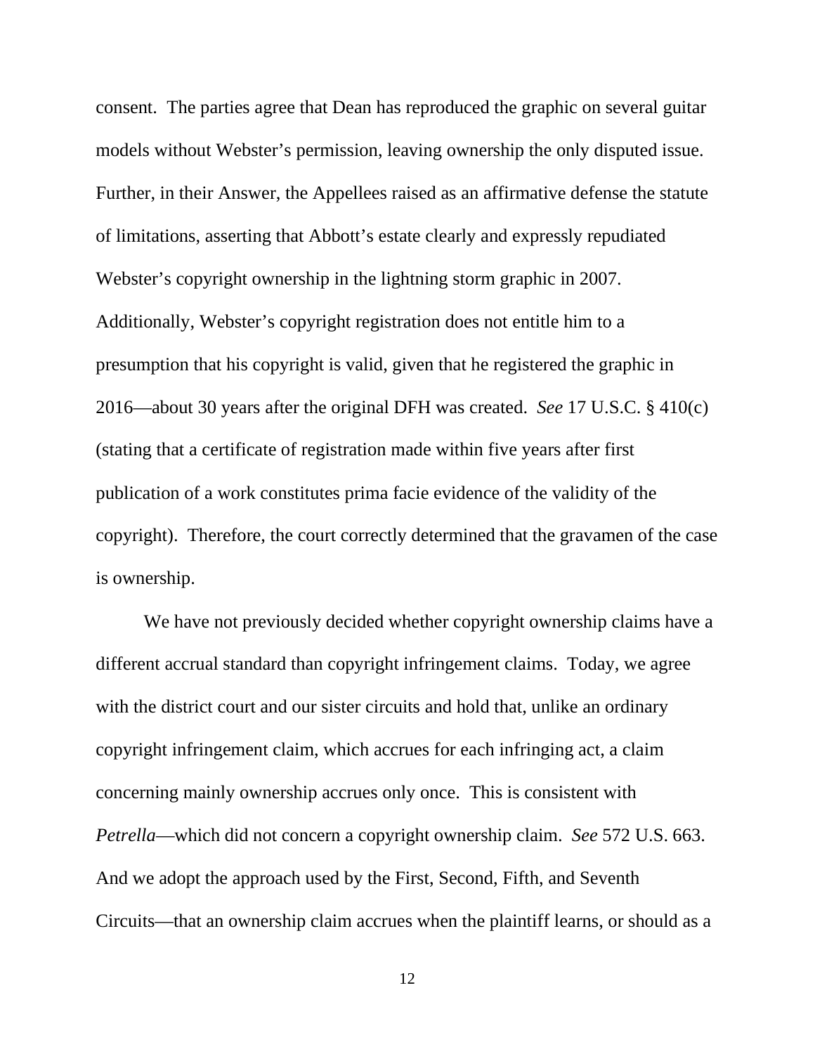consent. The parties agree that Dean has reproduced the graphic on several guitar models without Webster's permission, leaving ownership the only disputed issue. Further, in their Answer, the Appellees raised as an affirmative defense the statute of limitations, asserting that Abbott's estate clearly and expressly repudiated Webster's copyright ownership in the lightning storm graphic in 2007. Additionally, Webster's copyright registration does not entitle him to a presumption that his copyright is valid, given that he registered the graphic in 2016—about 30 years after the original DFH was created. *See* 17 U.S.C. § 410(c) (stating that a certificate of registration made within five years after first publication of a work constitutes prima facie evidence of the validity of the copyright). Therefore, the court correctly determined that the gravamen of the case is ownership.

We have not previously decided whether copyright ownership claims have a different accrual standard than copyright infringement claims. Today, we agree with the district court and our sister circuits and hold that, unlike an ordinary copyright infringement claim, which accrues for each infringing act, a claim concerning mainly ownership accrues only once. This is consistent with *Petrella*—which did not concern a copyright ownership claim. *See* 572 U.S. 663. And we adopt the approach used by the First, Second, Fifth, and Seventh Circuits—that an ownership claim accrues when the plaintiff learns, or should as a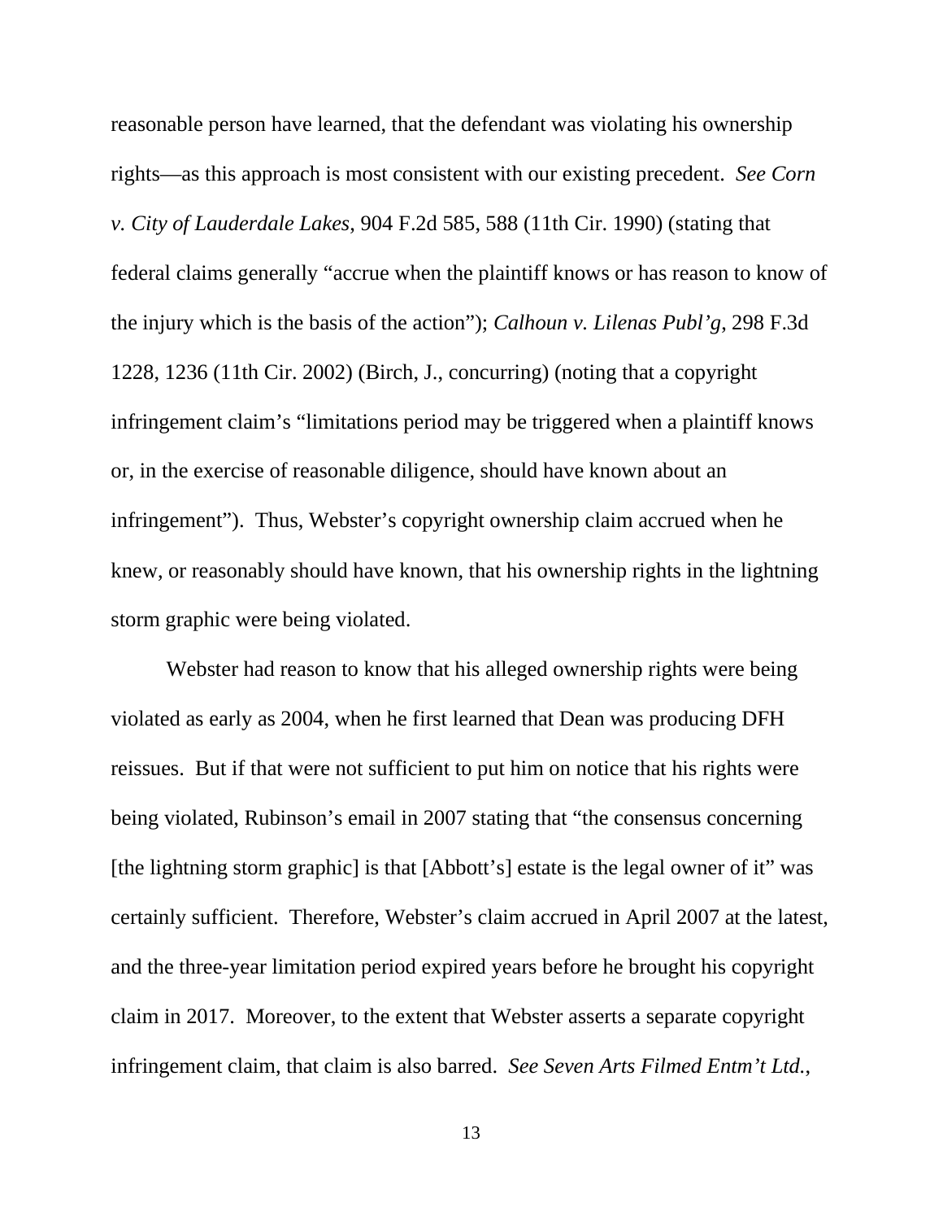reasonable person have learned, that the defendant was violating his ownership rights—as this approach is most consistent with our existing precedent. *See Corn v. City of Lauderdale Lakes*, 904 F.2d 585, 588 (11th Cir. 1990) (stating that federal claims generally "accrue when the plaintiff knows or has reason to know of the injury which is the basis of the action"); *Calhoun v. Lilenas Publ'g*, 298 F.3d 1228, 1236 (11th Cir. 2002) (Birch, J., concurring) (noting that a copyright infringement claim's "limitations period may be triggered when a plaintiff knows or, in the exercise of reasonable diligence, should have known about an infringement"). Thus, Webster's copyright ownership claim accrued when he knew, or reasonably should have known, that his ownership rights in the lightning storm graphic were being violated.

Webster had reason to know that his alleged ownership rights were being violated as early as 2004, when he first learned that Dean was producing DFH reissues. But if that were not sufficient to put him on notice that his rights were being violated, Rubinson's email in 2007 stating that "the consensus concerning [the lightning storm graphic] is that [Abbott's] estate is the legal owner of it" was certainly sufficient. Therefore, Webster's claim accrued in April 2007 at the latest, and the three-year limitation period expired years before he brought his copyright claim in 2017. Moreover, to the extent that Webster asserts a separate copyright infringement claim, that claim is also barred. *See Seven Arts Filmed Entm't Ltd.*,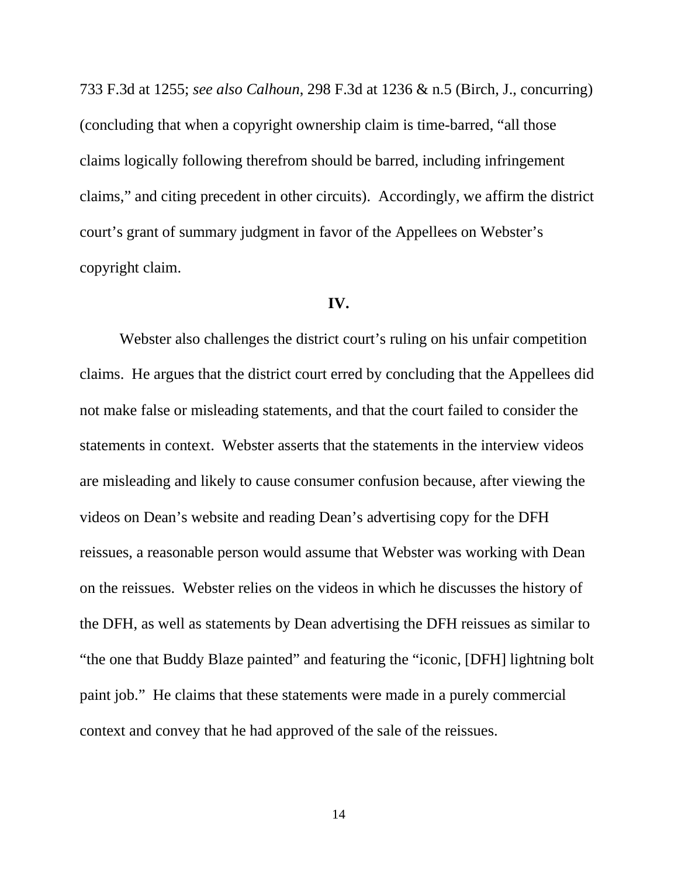733 F.3d at 1255; *see also Calhoun*, 298 F.3d at 1236 & n.5 (Birch, J., concurring) (concluding that when a copyright ownership claim is time-barred, "all those claims logically following therefrom should be barred, including infringement claims," and citing precedent in other circuits). Accordingly, we affirm the district court's grant of summary judgment in favor of the Appellees on Webster's copyright claim.

## IV.

Webster also challenges the district court's ruling on his unfair competition claims. He argues that the district court erred by concluding that the Appellees did not make false or misleading statements, and that the court failed to consider the statements in context. Webster asserts that the statements in the interview videos are misleading and likely to cause consumer confusion because, after viewing the videos on Dean's website and reading Dean's advertising copy for the DFH reissues, a reasonable person would assume that Webster was working with Dean on the reissues. Webster relies on the videos in which he discusses the history of the DFH, as well as statements by Dean advertising the DFH reissues as similar to "the one that Buddy Blaze painted" and featuring the "iconic, [DFH] lightning bolt paint job." He claims that these statements were made in a purely commercial context and convey that he had approved of the sale of the reissues.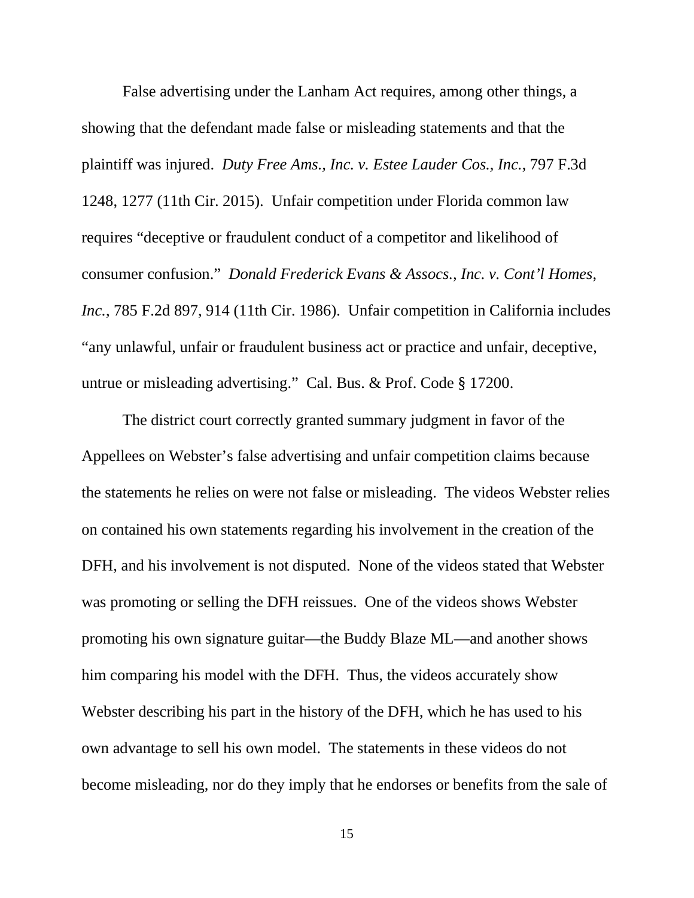False advertising under the Lanham Act requires, among other things, a showing that the defendant made false or misleading statements and that the plaintiff was injured. *Duty Free Ams., Inc. v. Estee Lauder Cos., Inc.*, 797 F.3d 1248, 1277 (11th Cir. 2015). Unfair competition under Florida common law requires "deceptive or fraudulent conduct of a competitor and likelihood of consumer confusion." *Donald Frederick Evans & Assocs., Inc. v. Cont'l Homes, Inc.*, 785 F.2d 897, 914 (11th Cir. 1986). Unfair competition in California includes "any unlawful, unfair or fraudulent business act or practice and unfair, deceptive, untrue or misleading advertising." Cal. Bus. & Prof. Code § 17200.

The district court correctly granted summary judgment in favor of the Appellees on Webster's false advertising and unfair competition claims because the statements he relies on were not false or misleading. The videos Webster relies on contained his own statements regarding his involvement in the creation of the DFH, and his involvement is not disputed. None of the videos stated that Webster was promoting or selling the DFH reissues. One of the videos shows Webster promoting his own signature guitar—the Buddy Blaze ML—and another shows him comparing his model with the DFH. Thus, the videos accurately show Webster describing his part in the history of the DFH, which he has used to his own advantage to sell his own model. The statements in these videos do not become misleading, nor do they imply that he endorses or benefits from the sale of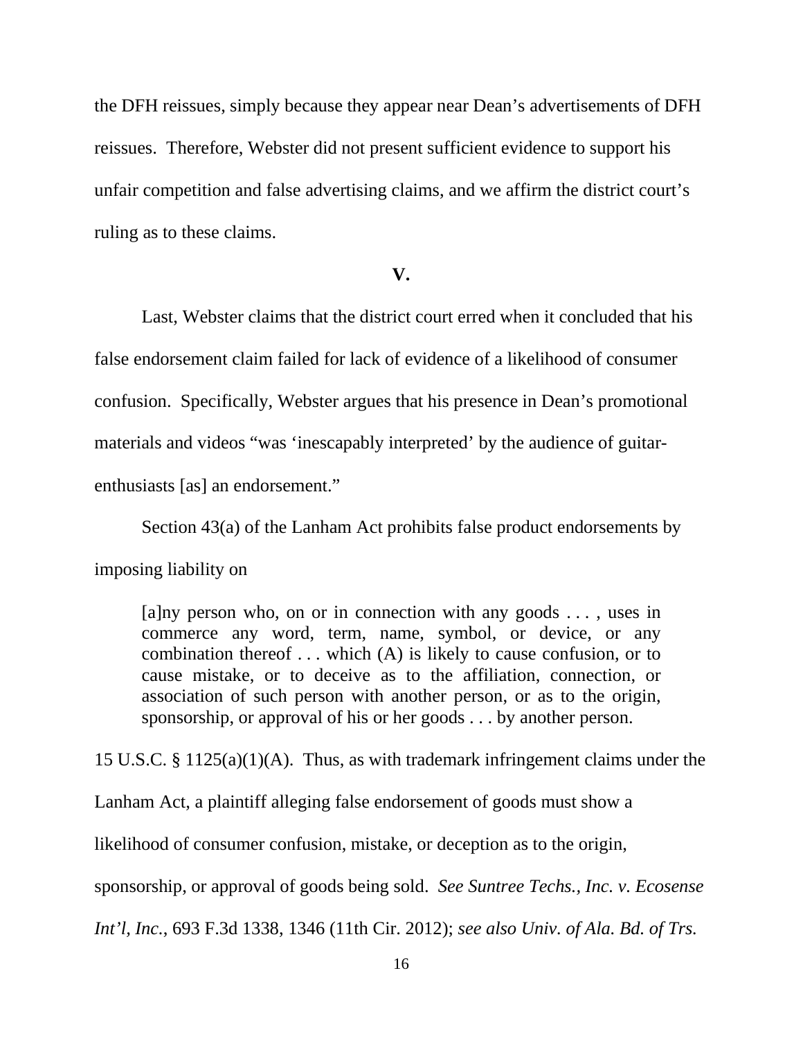the DFH reissues, simply because they appear near Dean's advertisements of DFH reissues. Therefore, Webster did not present sufficient evidence to support his unfair competition and false advertising claims, and we affirm the district court's ruling as to these claims.

## V.

Last, Webster claims that the district court erred when it concluded that his false endorsement claim failed for lack of evidence of a likelihood of consumer confusion. Specifically, Webster argues that his presence in Dean's promotional materials and videos "was 'inescapably interpreted' by the audience of guitar-enthusiasts [as] an endorsement."

Section 43(a) of the Lanham Act prohibits false product endorsements by imposing liability on

> [a]ny person who, on or in connection with any goods . . . , uses in commerce any word, term, name, symbol, or device, or any combination thereof . . . which (A) is likely to cause confusion, or to cause mistake, or to deceive as to the affiliation, connection, or association of such person with another person, or as to the origin, sponsorship, or approval of his or her goods . . . by another person.

15 U.S.C. § 1125(a)(1)(A). Thus, as with trademark infringement claims under the Lanham Act, a plaintiff alleging false endorsement of goods must show a likelihood of consumer confusion, mistake, or deception as to the origin, sponsorship, or approval of goods being sold. *See Suntree Techs., Inc. v. Ecosense Int'l, Inc.*, 693 F.3d 1338, 1346 (11th Cir. 2012); *see also Univ. of Ala. Bd. of Trs.*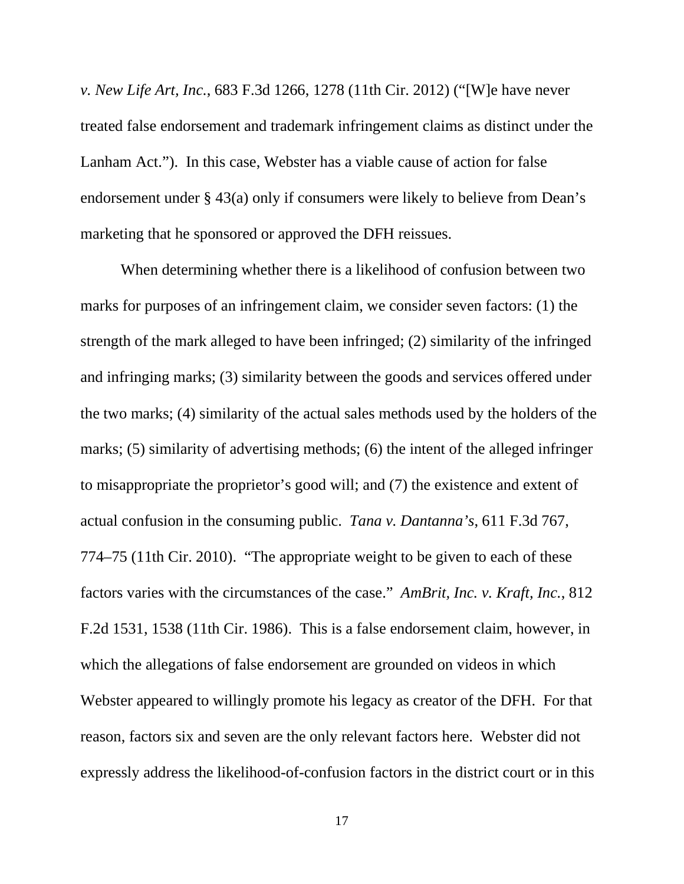*v. New Life Art, Inc.*, 683 F.3d 1266, 1278 (11th Cir. 2012) ("[W]e have never treated false endorsement and trademark infringement claims as distinct under the Lanham Act."). In this case, Webster has a viable cause of action for false endorsement under § 43(a) only if consumers were likely to believe from Dean's marketing that he sponsored or approved the DFH reissues.

When determining whether there is a likelihood of confusion between two marks for purposes of an infringement claim, we consider seven factors: (1) the strength of the mark alleged to have been infringed; (2) similarity of the infringed and infringing marks; (3) similarity between the goods and services offered under the two marks; (4) similarity of the actual sales methods used by the holders of the marks; (5) similarity of advertising methods; (6) the intent of the alleged infringer to misappropriate the proprietor's good will; and (7) the existence and extent of actual confusion in the consuming public. *Tana v. Dantanna's*, 611 F.3d 767, 774–75 (11th Cir. 2010). "The appropriate weight to be given to each of these factors varies with the circumstances of the case." *AmBrit, Inc. v. Kraft, Inc.*, 812 F.2d 1531, 1538 (11th Cir. 1986). This is a false endorsement claim, however, in which the allegations of false endorsement are grounded on videos in which Webster appeared to willingly promote his legacy as creator of the DFH. For that reason, factors six and seven are the only relevant factors here. Webster did not expressly address the likelihood-of-confusion factors in the district court or in this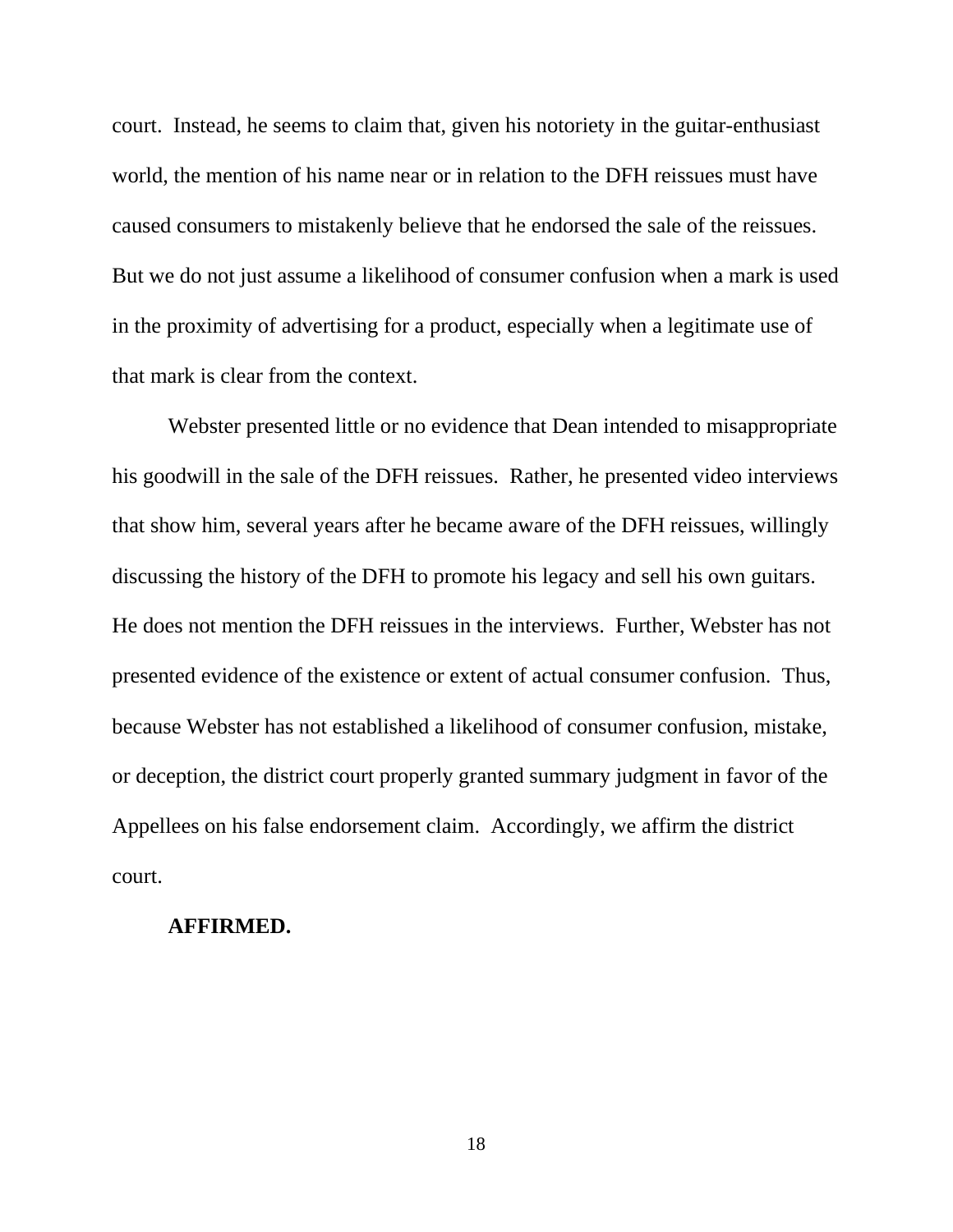court. Instead, he seems to claim that, given his notoriety in the guitar-enthusiast world, the mention of his name near or in relation to the DFH reissues must have caused consumers to mistakenly believe that he endorsed the sale of the reissues. But we do not just assume a likelihood of consumer confusion when a mark is used in the proximity of advertising for a product, especially when a legitimate use of that mark is clear from the context.

Webster presented little or no evidence that Dean intended to misappropriate his goodwill in the sale of the DFH reissues. Rather, he presented video interviews that show him, several years after he became aware of the DFH reissues, willingly discussing the history of the DFH to promote his legacy and sell his own guitars. He does not mention the DFH reissues in the interviews. Further, Webster has not presented evidence of the existence or extent of actual consumer confusion. Thus, because Webster has not established a likelihood of consumer confusion, mistake, or deception, the district court properly granted summary judgment in favor of the Appellees on his false endorsement claim. Accordingly, we affirm the district court.

**AFFIRMED.**